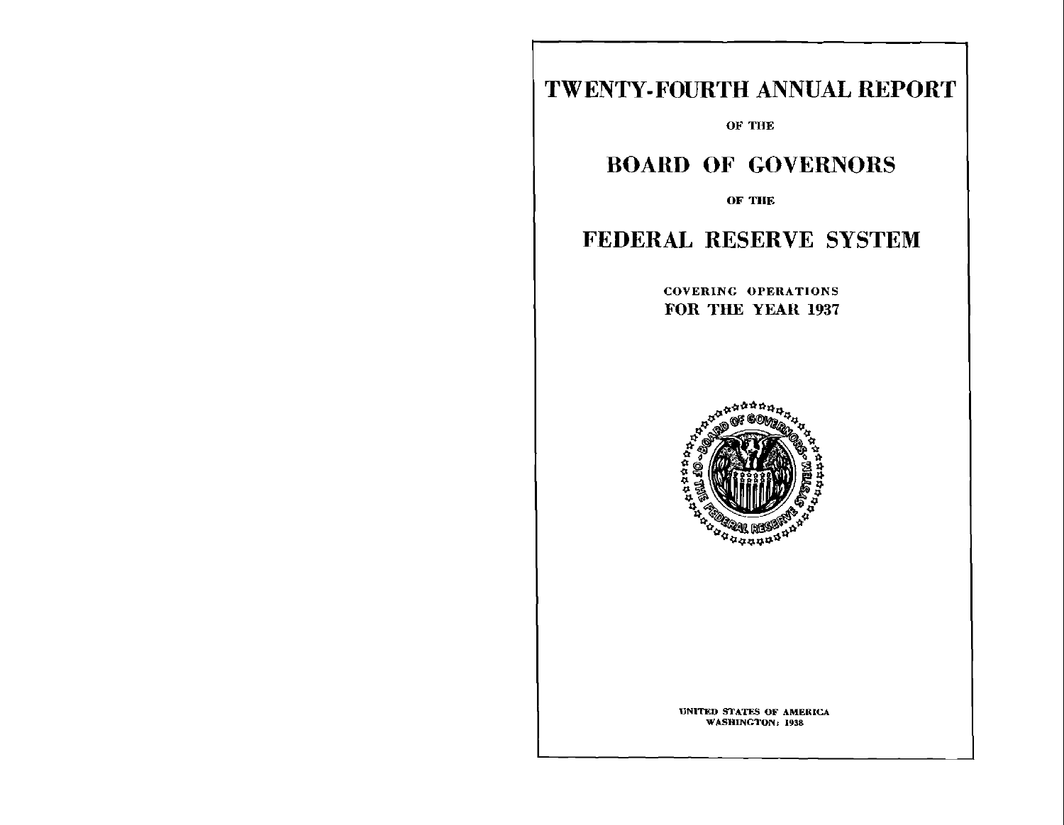# TWENTY-FOURTH ANNUAL REPORT

OF THE

# BOARD OF GOVERNORS

OF THE

# FEDERAL RESERVE SYSTEM

COVERING OPERATIONS
**FOR THE YEAR 1937**

UNITED STATES OF AMERICA
WASHINGTON: 1938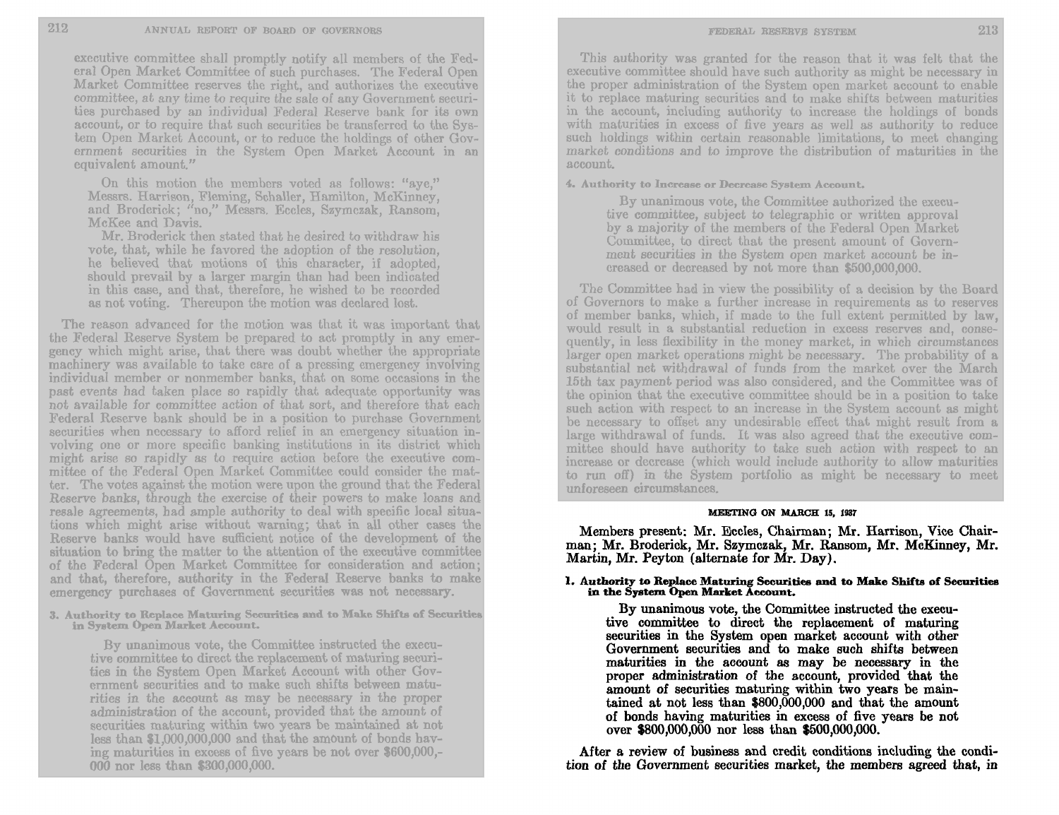executive committee shall promptly notify all members of the Federal Open Market Committee of such purchases. The Federal Open Market Committee reserves the right, and authorizes the executive committee, at any time to require the sale of any Government securities purchased by an individual Federal Reserve bank for its own account, or to require that such securities be transferred to the System Open Market Account, or to reduce the holdings of other Government securities in the System Open Market Account in an equivalent amount."

On this motion the members voted as follows: "aye," Messrs. Harrison, Fleming, Schaller, Hamilton, McKinney, and Broderick; "no," Messrs. Eccles, Szymczak, Ransom, McKee and Davis.

Mr. Broderick then stated that he desired to withdraw his vote, that, while he favored the adoption of the resolution, he believed that motions of this character, if adopted, should prevail by a larger margin than had been indicated in this case, and that, therefore, he wished to be recorded as not voting. Thereupon the motion was declared lost.

The reason advanced for the motion was that it was important that the Federal Reserve System be prepared to act promptly in any emergency which might arise, that there was doubt whether the appropriate machinery was available to take care of a pressing emergency involving individual member or nonmember banks, that on some occasions in the past events had taken place so rapidly that adequate opportunity was not available for committee action of that sort, and therefore that each Federal Reserve bank should be in a position to purchase Government securities when necessary to afford relief in an emergency situation involving one or more specific banking institutions in its district which might arise so rapidly as to require action before the executive committee of the Federal Open Market Committee could consider the matter. The votes against the motion were upon the ground that the Federal Reserve banks, through the exercise of their powers to make loans and resale agreements, had ample authority to deal with specific local situations which might arise without warning; that in all other cases the Reserve banks would have sufficient notice of the development of the situation to bring the matter to the attention of the executive committee of the Federal Open Market Committee for consideration and action; and that, therefore, authority in the Federal Reserve banks to make emergency purchases of Government securities was not necessary.

**3. Authority to Replace Maturing Securities and to Make Shifts of Securities in System Open Market Account.**

By unanimous vote, the Committee instructed the executive committee to direct the replacement of maturing securities in the System Open Market Account with other Government securities and to make such shifts between maturities in the account as may be necessary in the proper administration of the account, provided that the amount of securities maturing within two years be maintained at not less than $1,000,000,000 and that the amount of bonds having maturities in excess of five years be not over $600,000,000 nor less than $300,000,000.

This authority was granted for the reason that it was felt that the executive committee should have such authority as might be necessary in the proper administration of the System open market account to enable it to replace maturing securities and to make shifts between maturities in the account, including authority to increase the holdings of bonds with maturities in excess of five years as well as authority to reduce such holdings within certain reasonable limitations, to meet changing market conditions and to improve the distribution of maturities in the account.

**4. Authority to Increase or Decrease System Account.**

By unanimous vote, the Committee authorized the executive committee, subject to telegraphic or written approval by a majority of the members of the Federal Open Market Committee, to direct that the present amount of Government securities in the System open market account be increased or decreased by not more than $500,000,000.

The Committee had in view the possibility of a decision by the Board of Governors to make a further increase in requirements as to reserves of member banks, which, if made to the full extent permitted by law, would result in a substantial reduction in excess reserves and, consequently, in less flexibility in the money market, in which circumstances larger open market operations might be necessary. The probability of a substantial net withdrawal of funds from the market over the March 15th tax payment period was also considered, and the Committee was of the opinion that the executive committee should be in a position to take such action with respect to an increase in the System account as might be necessary to offset any undesirable effect that might result from a large withdrawal of funds. It was also agreed that the executive committee should have authority to take such action with respect to an increase or decrease (which would include authority to allow maturities to run off) in the System portfolio as might be necessary to meet unforeseen circumstances.

## MEETING ON MARCH 15, 1937

Members present: Mr. Eccles, Chairman; Mr. Harrison, Vice Chairman; Mr. Broderick, Mr. Szymczak, Mr. Ransom, Mr. McKinney, Mr. Martin, Mr. Peyton (alternate for Mr. Day).

**1. Authority to Replace Maturing Securities and to Make Shifts of Securities in the System Open Market Account.**

By unanimous vote, the Committee instructed the executive committee to direct the replacement of maturing securities in the System open market account with other Government securities and to make such shifts between maturities in the account as may be necessary in the proper administration of the account, provided that the amount of securities maturing within two years be maintained at not less than $800,000,000 and that the amount of bonds having maturities in excess of five years be not over $800,000,000 nor less than $500,000,000.

After a review of business and credit conditions including the condition of the Government securities market, the members agreed that, in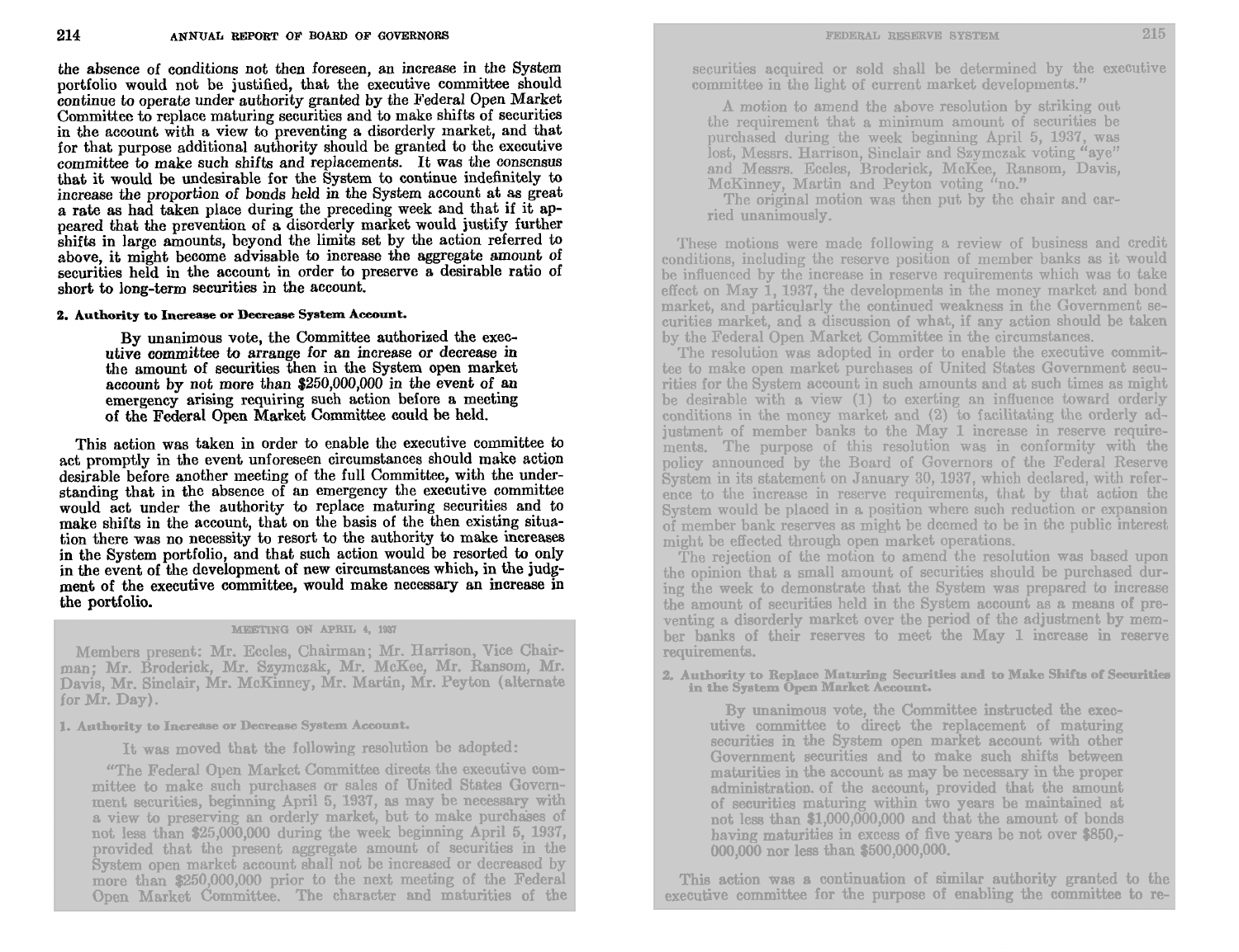the absence of conditions not then foreseen, an increase in the System portfolio would not be justified, that the executive committee should continue to operate under authority granted by the Federal Open Market Committee to replace maturing securities and to make shifts of securities in the account with a view to preventing a disorderly market, and that for that purpose additional authority should be granted to the executive committee to make such shifts and replacements. It was the consensus that it would be undesirable for the System to continue indefinitely to increase the proportion of bonds held in the System account at as great a rate as had taken place during the preceding week and that if it appeared that the prevention of a disorderly market would justify further shifts in large amounts, beyond the limits set by the action referred to above, it might become advisable to increase the aggregate amount of securities held in the account in order to preserve a desirable ratio of short to long-term securities in the account.

**2. Authority to Increase or Decrease System Account.**

> By unanimous vote, the Committee authorized the executive committee to arrange for an increase or decrease in the amount of securities then in the System open market account by not more than $250,000,000 in the event of an emergency arising requiring such action before a meeting of the Federal Open Market Committee could be held.

This action was taken in order to enable the executive committee to act promptly in the event unforeseen circumstances should make action desirable before another meeting of the full Committee, with the understanding that in the absence of an emergency the executive committee would act under the authority to replace maturing securities and to make shifts in the account, that on the basis of the then existing situation there was no necessity to resort to the authority to make increases in the System portfolio, and that such action would be resorted to only in the event of the development of new circumstances which, in the judgment of the executive committee, would make necessary an increase in the portfolio.

## MEETING ON APRIL 4, 1937

Members present: Mr. Eccles, Chairman; Mr. Harrison, Vice Chairman; Mr. Broderick, Mr. Szymczak, Mr. McKee, Mr. Ransom, Mr. Davis, Mr. Sinclair, Mr. McKinney, Mr. Martin, Mr. Peyton (alternate for Mr. Day).

**1. Authority to Increase or Decrease System Account.**

> It was moved that the following resolution be adopted:
>
> "The Federal Open Market Committee directs the executive committee to make such purchases or sales of United States Government securities, beginning April 5, 1937, as may be necessary with a view to preserving an orderly market, but to make purchases of not less than $25,000,000 during the week beginning April 5, 1937, provided that the present aggregate amount of securities in the System open market account shall not be increased or decreased by more than $250,000,000 prior to the next meeting of the Federal Open Market Committee. The character and maturities of the securities acquired or sold shall be determined by the executive committee in the light of current market developments."
>
> A motion to amend the above resolution by striking out the requirement that a minimum amount of securities be purchased during the week beginning April 5, 1937, was lost, Messrs. Harrison, Sinclair and Szymczak voting "aye" and Messrs. Eccles, Broderick, McKee, Ransom, Davis, McKinney, Martin and Peyton voting "no."
>
> The original motion was then put by the chair and carried unanimously.

These motions were made following a review of business and credit conditions, including the reserve position of member banks as it would be influenced by the increase in reserve requirements which was to take effect on May 1, 1937, the developments in the money market and bond market, and particularly the continued weakness in the Government securities market, and a discussion of what, if any action should be taken by the Federal Open Market Committee in the circumstances.

The resolution was adopted in order to enable the executive committee to make open market purchases of United States Government securities for the System account in such amounts and at such times as might be desirable with a view (1) to exerting an influence toward orderly conditions in the money market and (2) to facilitating the orderly adjustment of member banks to the May 1 increase in reserve requirements. The purpose of this resolution was in conformity with the policy announced by the Board of Governors of the Federal Reserve System in its statement on January 30, 1937, which declared, with reference to the increase in reserve requirements, that by that action the System would be placed in a position where such reduction or expansion of member bank reserves as might be deemed to be in the public interest might be effected through open market operations.

The rejection of the motion to amend the resolution was based upon the opinion that a small amount of securities should be purchased during the week to demonstrate that the System was prepared to increase the amount of securities held in the System account as a means of preventing a disorderly market over the period of the adjustment by member banks of their reserves to meet the May 1 increase in reserve requirements.

**2. Authority to Replace Maturing Securities and to Make Shifts of Securities in the System Open Market Account.**

> By unanimous vote, the Committee instructed the executive committee to direct the replacement of maturing securities in the System open market account with other Government securities and to make such shifts between maturities in the account as may be necessary in the proper administration of the account, provided that the amount of securities maturing within two years be maintained at not less than $1,000,000,000 and that the amount of bonds having maturities in excess of five years be not over $850,000,000 nor less than $500,000,000.

This action was a continuation of similar authority granted to the executive committee for the purpose of enabling the committee to re-